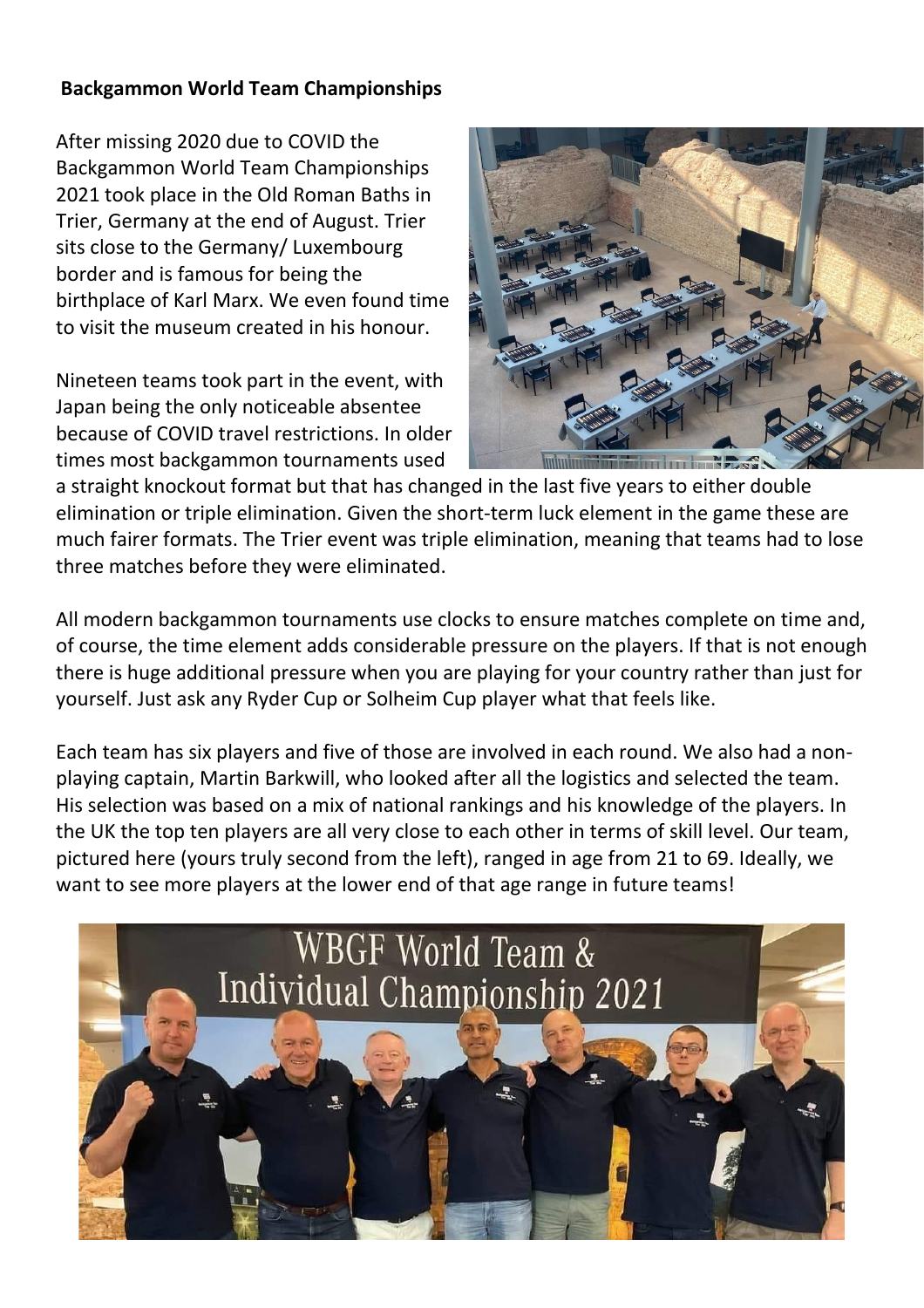**Backgammon World Team Championships**

After missing 2020 due to COVID the Backgammon World Team Championships 2021 took place in the Old Roman Baths in Trier, Germany at the end of August. Trier sits close to the Germany/ Luxembourg border and is famous for being the birthplace of Karl Marx. We even found time to visit the museum created in his honour.

Nineteen teams took part in the event, with Japan being the only noticeable absentee because of COVID travel restrictions. In older times most backgammon tournaments used a straight knockout format but that has changed in the last five years to either double elimination or triple elimination. Given the short-term luck element in the game these are much fairer formats. The Trier event was triple elimination, meaning that teams had to lose three matches before they were eliminated.

All modern backgammon tournaments use clocks to ensure matches complete on time and, of course, the time element adds considerable pressure on the players. If that is not enough there is huge additional pressure when you are playing for your country rather than just for yourself. Just ask any Ryder Cup or Solheim Cup player what that feels like.

Each team has six players and five of those are involved in each round. We also had a non-playing captain, Martin Barkwill, who looked after all the logistics and selected the team. His selection was based on a mix of national rankings and his knowledge of the players. In the UK the top ten players are all very close to each other in terms of skill level. Our team, pictured here (yours truly second from the left), ranged in age from 21 to 69. Ideally, we want to see more players at the lower end of that age range in future teams!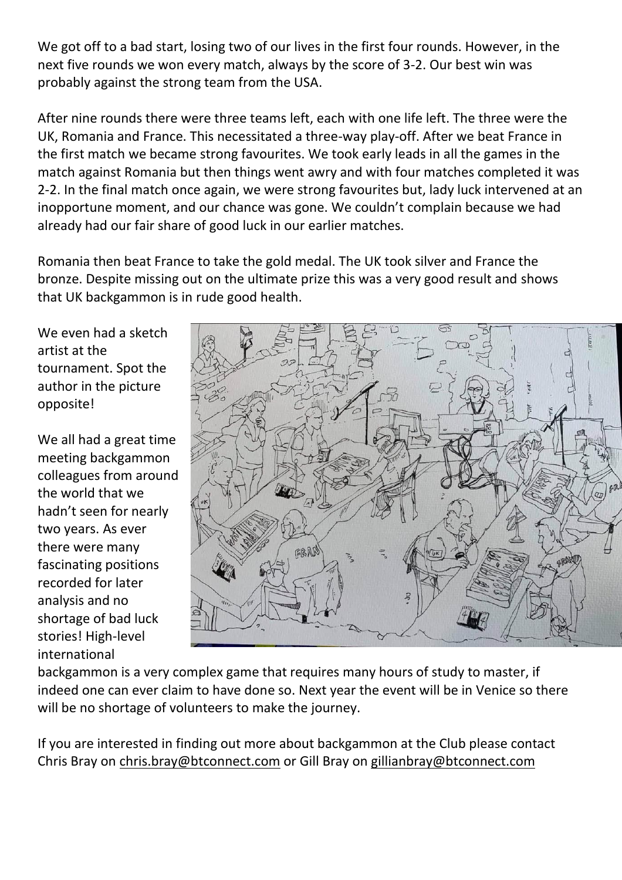We got off to a bad start, losing two of our lives in the first four rounds. However, in the next five rounds we won every match, always by the score of 3-2. Our best win was probably against the strong team from the USA.

After nine rounds there were three teams left, each with one life left. The three were the UK, Romania and France. This necessitated a three-way play-off. After we beat France in the first match we became strong favourites. We took early leads in all the games in the match against Romania but then things went awry and with four matches completed it was 2-2. In the final match once again, we were strong favourites but, lady luck intervened at an inopportune moment, and our chance was gone. We couldn't complain because we had already had our fair share of good luck in our earlier matches.

Romania then beat France to take the gold medal. The UK took silver and France the bronze. Despite missing out on the ultimate prize this was a very good result and shows that UK backgammon is in rude good health.

We even had a sketch artist at the tournament. Spot the author in the picture opposite!

We all had a great time meeting backgammon colleagues from around the world that we hadn't seen for nearly two years. As ever there were many fascinating positions recorded for later analysis and no shortage of bad luck stories! High-level international backgammon is a very complex game that requires many hours of study to master, if indeed one can ever claim to have done so. Next year the event will be in Venice so there will be no shortage of volunteers to make the journey.

If you are interested in finding out more about backgammon at the Club please contact Chris Bray on chris.bray@btconnect.com or Gill Bray on gillianbray@btconnect.com